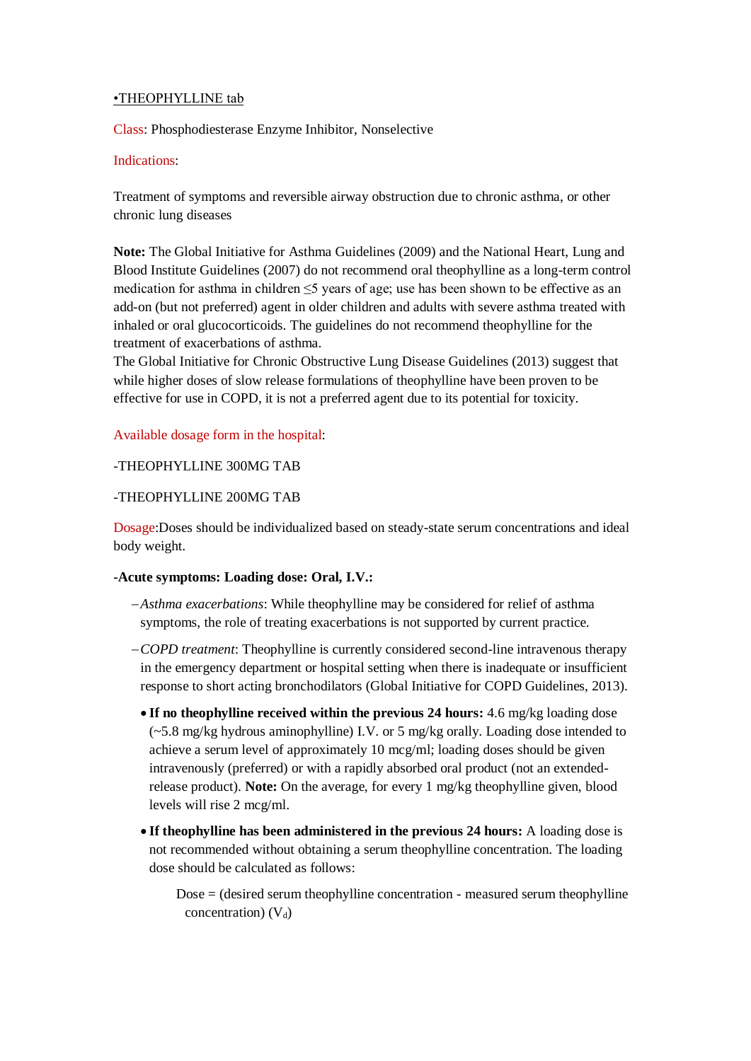•THEOPHYLLINE tab

Class: Phosphodiesterase Enzyme Inhibitor, Nonselective

Indications:

Treatment of symptoms and reversible airway obstruction due to chronic asthma, or other chronic lung diseases

**Note:** The Global Initiative for Asthma Guidelines (2009) and the National Heart, Lung and Blood Institute Guidelines (2007) do not recommend oral theophylline as a long-term control medication for asthma in children ≤5 years of age; use has been shown to be effective as an add-on (but not preferred) agent in older children and adults with severe asthma treated with inhaled or oral glucocorticoids. The guidelines do not recommend theophylline for the treatment of exacerbations of asthma.
The Global Initiative for Chronic Obstructive Lung Disease Guidelines (2013) suggest that while higher doses of slow release formulations of theophylline have been proven to be effective for use in COPD, it is not a preferred agent due to its potential for toxicity.

Available dosage form in the hospital:

-THEOPHYLLINE 300MG TAB

-THEOPHYLLINE 200MG TAB

Dosage:Doses should be individualized based on steady-state serum concentrations and ideal body weight.

**-Acute symptoms: Loading dose: Oral, I.V.:**

- *Asthma exacerbations*: While theophylline may be considered for relief of asthma symptoms, the role of treating exacerbations is not supported by current practice.
- *COPD treatment*: Theophylline is currently considered second-line intravenous therapy in the emergency department or hospital setting when there is inadequate or insufficient response to short acting bronchodilators (Global Initiative for COPD Guidelines, 2013).
  - **If no theophylline received within the previous 24 hours:** 4.6 mg/kg loading dose (~5.8 mg/kg hydrous aminophylline) I.V. or 5 mg/kg orally. Loading dose intended to achieve a serum level of approximately 10 mcg/ml; loading doses should be given intravenously (preferred) or with a rapidly absorbed oral product (not an extended-release product). **Note:** On the average, for every 1 mg/kg theophylline given, blood levels will rise 2 mcg/ml.
  - **If theophylline has been administered in the previous 24 hours:** A loading dose is not recommended without obtaining a serum theophylline concentration. The loading dose should be calculated as follows:

    Dose = (desired serum theophylline concentration - measured serum theophylline concentration) ($V_d$)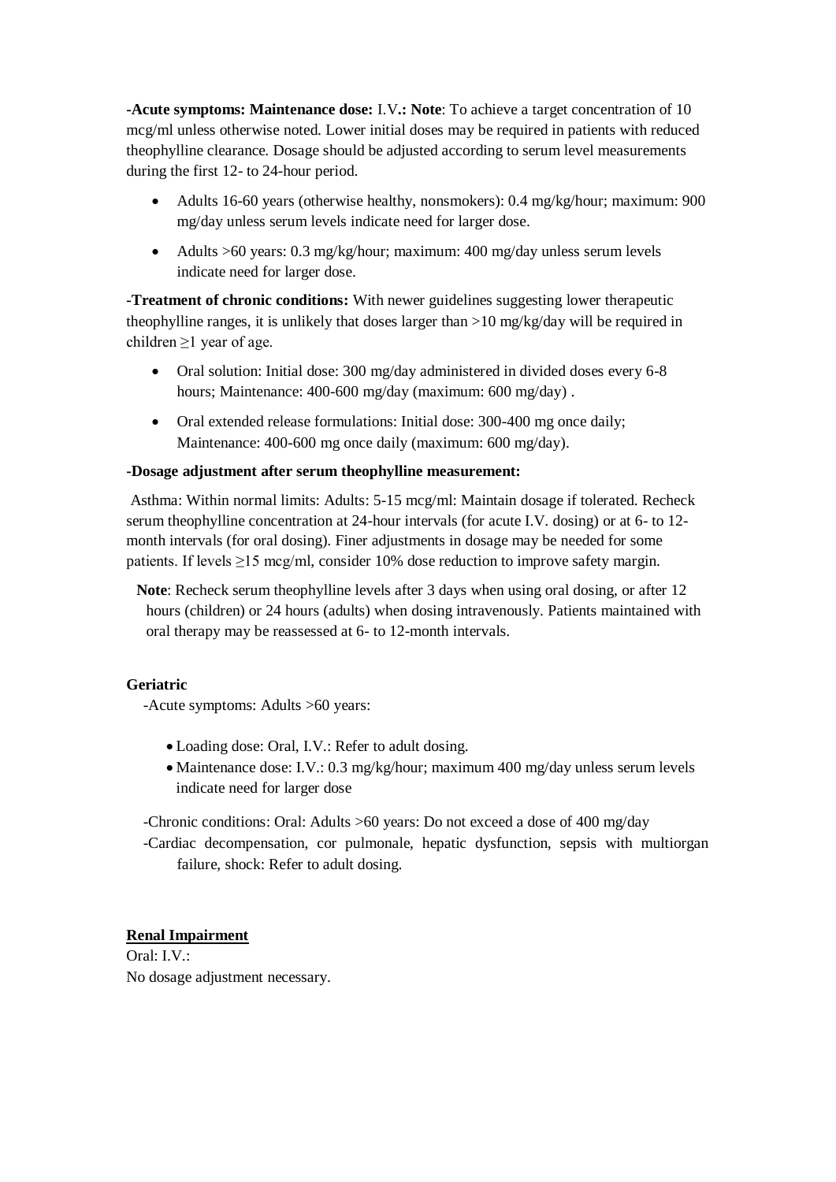**-Acute symptoms: Maintenance dose:** I.V**.: Note**: To achieve a target concentration of 10 mcg/ml unless otherwise noted. Lower initial doses may be required in patients with reduced theophylline clearance. Dosage should be adjusted according to serum level measurements during the first 12- to 24-hour period.

- Adults 16-60 years (otherwise healthy, nonsmokers): 0.4 mg/kg/hour; maximum: 900 mg/day unless serum levels indicate need for larger dose.
- Adults >60 years: 0.3 mg/kg/hour; maximum: 400 mg/day unless serum levels indicate need for larger dose.

**-Treatment of chronic conditions:** With newer guidelines suggesting lower therapeutic theophylline ranges, it is unlikely that doses larger than >10 mg/kg/day will be required in children ≥1 year of age.

- Oral solution: Initial dose: 300 mg/day administered in divided doses every 6-8 hours; Maintenance: 400-600 mg/day (maximum: 600 mg/day) .
- Oral extended release formulations: Initial dose: 300-400 mg once daily; Maintenance: 400-600 mg once daily (maximum: 600 mg/day).

**-Dosage adjustment after serum theophylline measurement:**

Asthma: Within normal limits: Adults: 5-15 mcg/ml: Maintain dosage if tolerated. Recheck serum theophylline concentration at 24-hour intervals (for acute I.V. dosing) or at 6- to 12-month intervals (for oral dosing). Finer adjustments in dosage may be needed for some patients. If levels ≥15 mcg/ml, consider 10% dose reduction to improve safety margin.

**Note**: Recheck serum theophylline levels after 3 days when using oral dosing, or after 12 hours (children) or 24 hours (adults) when dosing intravenously. Patients maintained with oral therapy may be reassessed at 6- to 12-month intervals.

**Geriatric**

-Acute symptoms: Adults >60 years:

- Loading dose: Oral, I.V.: Refer to adult dosing.
- Maintenance dose: I.V.: 0.3 mg/kg/hour; maximum 400 mg/day unless serum levels indicate need for larger dose

-Chronic conditions: Oral: Adults >60 years: Do not exceed a dose of 400 mg/day

-Cardiac decompensation, cor pulmonale, hepatic dysfunction, sepsis with multiorgan failure, shock: Refer to adult dosing.

**Renal Impairment**

Oral: I.V.:

No dosage adjustment necessary.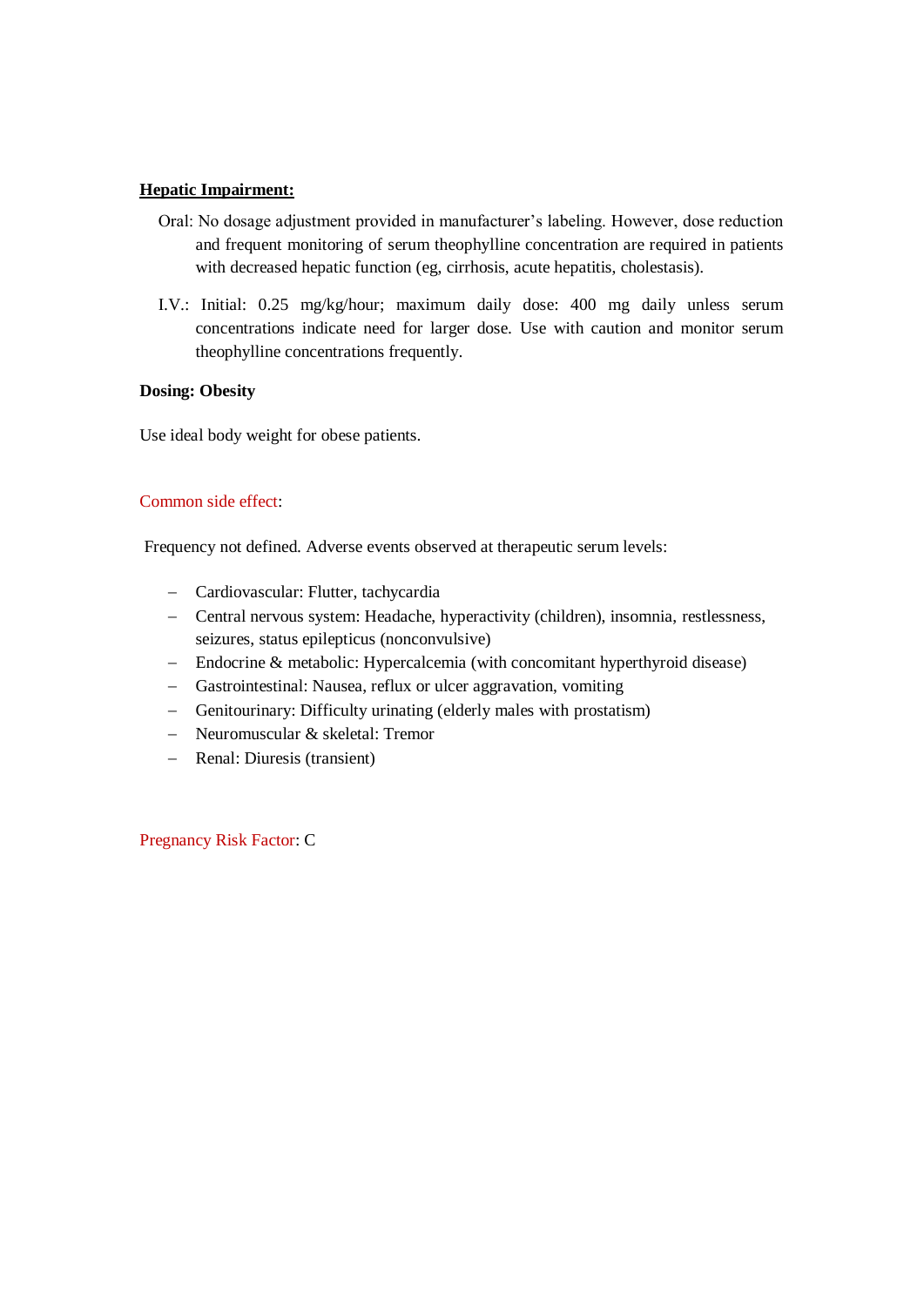**Hepatic Impairment:**

Oral: No dosage adjustment provided in manufacturer's labeling. However, dose reduction and frequent monitoring of serum theophylline concentration are required in patients with decreased hepatic function (eg, cirrhosis, acute hepatitis, cholestasis).

I.V.: Initial: 0.25 mg/kg/hour; maximum daily dose: 400 mg daily unless serum concentrations indicate need for larger dose. Use with caution and monitor serum theophylline concentrations frequently.

**Dosing: Obesity**

Use ideal body weight for obese patients.

Common side effect:

Frequency not defined. Adverse events observed at therapeutic serum levels:

- Cardiovascular: Flutter, tachycardia
- Central nervous system: Headache, hyperactivity (children), insomnia, restlessness, seizures, status epilepticus (nonconvulsive)
- Endocrine & metabolic: Hypercalcemia (with concomitant hyperthyroid disease)
- Gastrointestinal: Nausea, reflux or ulcer aggravation, vomiting
- Genitourinary: Difficulty urinating (elderly males with prostatism)
- Neuromuscular & skeletal: Tremor
- Renal: Diuresis (transient)

Pregnancy Risk Factor: C